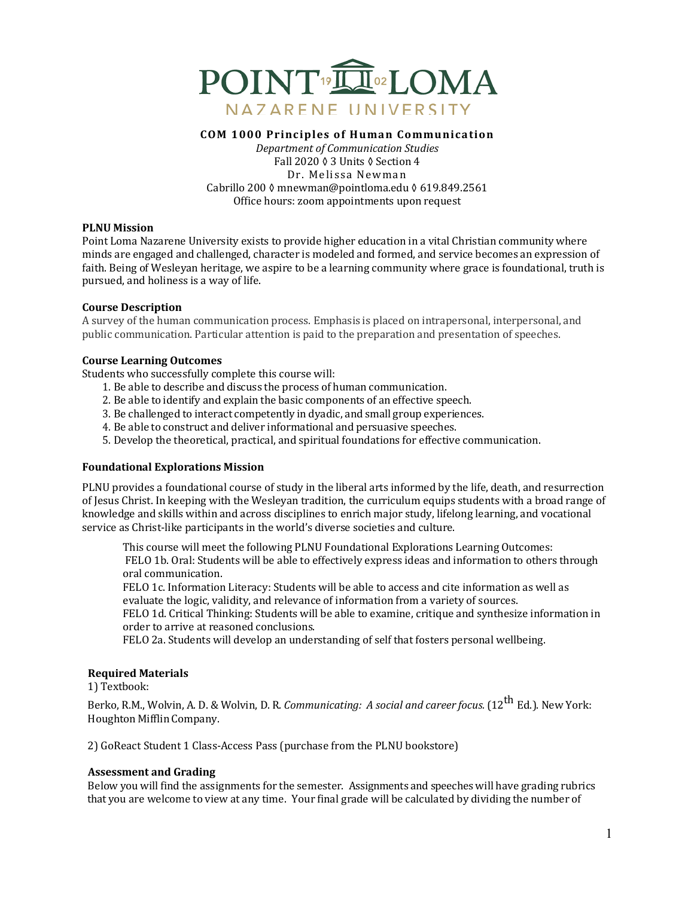# POINT LOMA NAZARENE UNIVERSITY

**COM 1000 Principles of Human Communication**

*Department of Communication Studies*
Fall 2020 ◊ 3 Units ◊ Section 4
Dr. Melissa Newman
Cabrillo 200 ◊ mnewman@pointloma.edu ◊ 619.849.2561
Office hours: zoom appointments upon request

**PLNU Mission**

Point Loma Nazarene University exists to provide higher education in a vital Christian community where minds are engaged and challenged, character is modeled and formed, and service becomes an expression of faith. Being of Wesleyan heritage, we aspire to be a learning community where grace is foundational, truth is pursued, and holiness is a way of life.

**Course Description**

A survey of the human communication process. Emphasis is placed on intrapersonal, interpersonal, and public communication. Particular attention is paid to the preparation and presentation of speeches.

**Course Learning Outcomes**

Students who successfully complete this course will:

1. Be able to describe and discuss the process of human communication.
2. Be able to identify and explain the basic components of an effective speech.
3. Be challenged to interact competently in dyadic, and small group experiences.
4. Be able to construct and deliver informational and persuasive speeches.
5. Develop the theoretical, practical, and spiritual foundations for effective communication.

**Foundational Explorations Mission**

PLNU provides a foundational course of study in the liberal arts informed by the life, death, and resurrection of Jesus Christ. In keeping with the Wesleyan tradition, the curriculum equips students with a broad range of knowledge and skills within and across disciplines to enrich major study, lifelong learning, and vocational service as Christ-like participants in the world's diverse societies and culture.

This course will meet the following PLNU Foundational Explorations Learning Outcomes:
FELO 1b. Oral: Students will be able to effectively express ideas and information to others through oral communication.
FELO 1c. Information Literacy: Students will be able to access and cite information as well as evaluate the logic, validity, and relevance of information from a variety of sources.
FELO 1d. Critical Thinking: Students will be able to examine, critique and synthesize information in order to arrive at reasoned conclusions.
FELO 2a. Students will develop an understanding of self that fosters personal wellbeing.

**Required Materials**

1) Textbook:

Berko, R.M., Wolvin, A. D. & Wolvin, D. R. *Communicating: A social and career focus.* (12th Ed.). New York: Houghton Mifflin Company.

2) GoReact Student 1 Class-Access Pass (purchase from the PLNU bookstore)

**Assessment and Grading**

Below you will find the assignments for the semester. Assignments and speeches will have grading rubrics that you are welcome to view at any time. Your final grade will be calculated by dividing the number of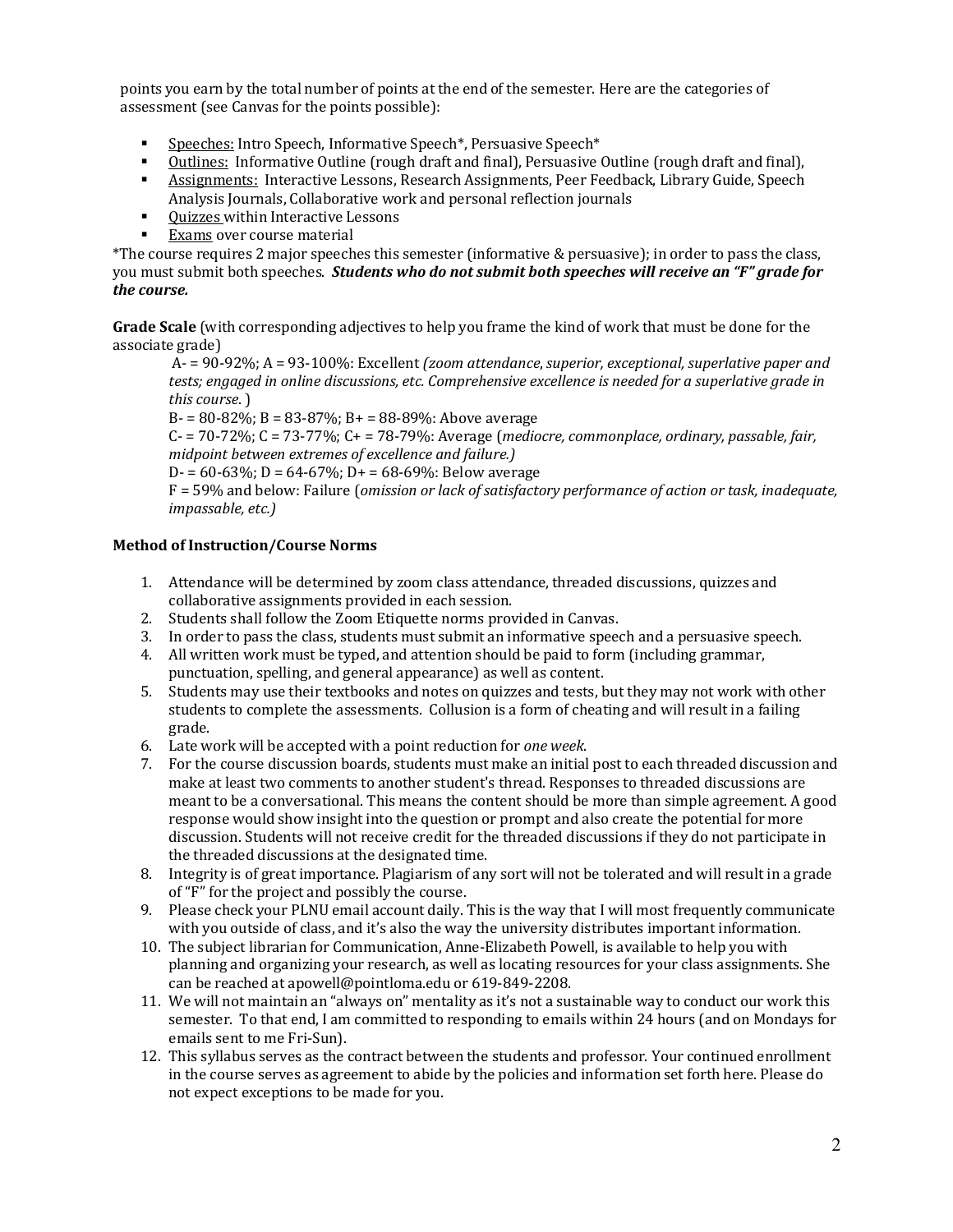points you earn by the total number of points at the end of the semester. Here are the categories of assessment (see Canvas for the points possible):

- Speeches: Intro Speech, Informative Speech*, Persuasive Speech*
- Outlines: Informative Outline (rough draft and final), Persuasive Outline (rough draft and final),
- Assignments: Interactive Lessons, Research Assignments, Peer Feedback, Library Guide, Speech Analysis Journals, Collaborative work and personal reflection journals
- Quizzes within Interactive Lessons
- Exams over course material

*The course requires 2 major speeches this semester (informative & persuasive); in order to pass the class, you must submit both speeches. ***Students who do not submit both speeches will receive an "F" grade for the course.***

**Grade Scale** (with corresponding adjectives to help you frame the kind of work that must be done for the associate grade)

A- = 90-92%; A = 93-100%: Excellent *(zoom attendance, superior, exceptional, superlative paper and tests; engaged in online discussions, etc. Comprehensive excellence is needed for a superlative grade in this course.* )

B- = 80-82%; B = 83-87%; B+ = 88-89%: Above average

C- = 70-72%; C = 73-77%; C+ = 78-79%: Average (*mediocre, commonplace, ordinary, passable, fair, midpoint between extremes of excellence and failure.)*

D- = 60-63%; D = 64-67%; D+ = 68-69%: Below average

F = 59% and below: Failure (*omission or lack of satisfactory performance of action or task, inadequate, impassable, etc.)*

**Method of Instruction/Course Norms**

1. Attendance will be determined by zoom class attendance, threaded discussions, quizzes and collaborative assignments provided in each session.
2. Students shall follow the Zoom Etiquette norms provided in Canvas.
3. In order to pass the class, students must submit an informative speech and a persuasive speech.
4. All written work must be typed, and attention should be paid to form (including grammar, punctuation, spelling, and general appearance) as well as content.
5. Students may use their textbooks and notes on quizzes and tests, but they may not work with other students to complete the assessments. Collusion is a form of cheating and will result in a failing grade.
6. Late work will be accepted with a point reduction for *one week*.
7. For the course discussion boards, students must make an initial post to each threaded discussion and make at least two comments to another student's thread. Responses to threaded discussions are meant to be a conversational. This means the content should be more than simple agreement. A good response would show insight into the question or prompt and also create the potential for more discussion. Students will not receive credit for the threaded discussions if they do not participate in the threaded discussions at the designated time.
8. Integrity is of great importance. Plagiarism of any sort will not be tolerated and will result in a grade of "F" for the project and possibly the course.
9. Please check your PLNU email account daily. This is the way that I will most frequently communicate with you outside of class, and it's also the way the university distributes important information.
10. The subject librarian for Communication, Anne-Elizabeth Powell, is available to help you with planning and organizing your research, as well as locating resources for your class assignments. She can be reached at apowell@pointloma.edu or 619-849-2208.
11. We will not maintain an "always on" mentality as it's not a sustainable way to conduct our work this semester. To that end, I am committed to responding to emails within 24 hours (and on Mondays for emails sent to me Fri-Sun).
12. This syllabus serves as the contract between the students and professor. Your continued enrollment in the course serves as agreement to abide by the policies and information set forth here. Please do not expect exceptions to be made for you.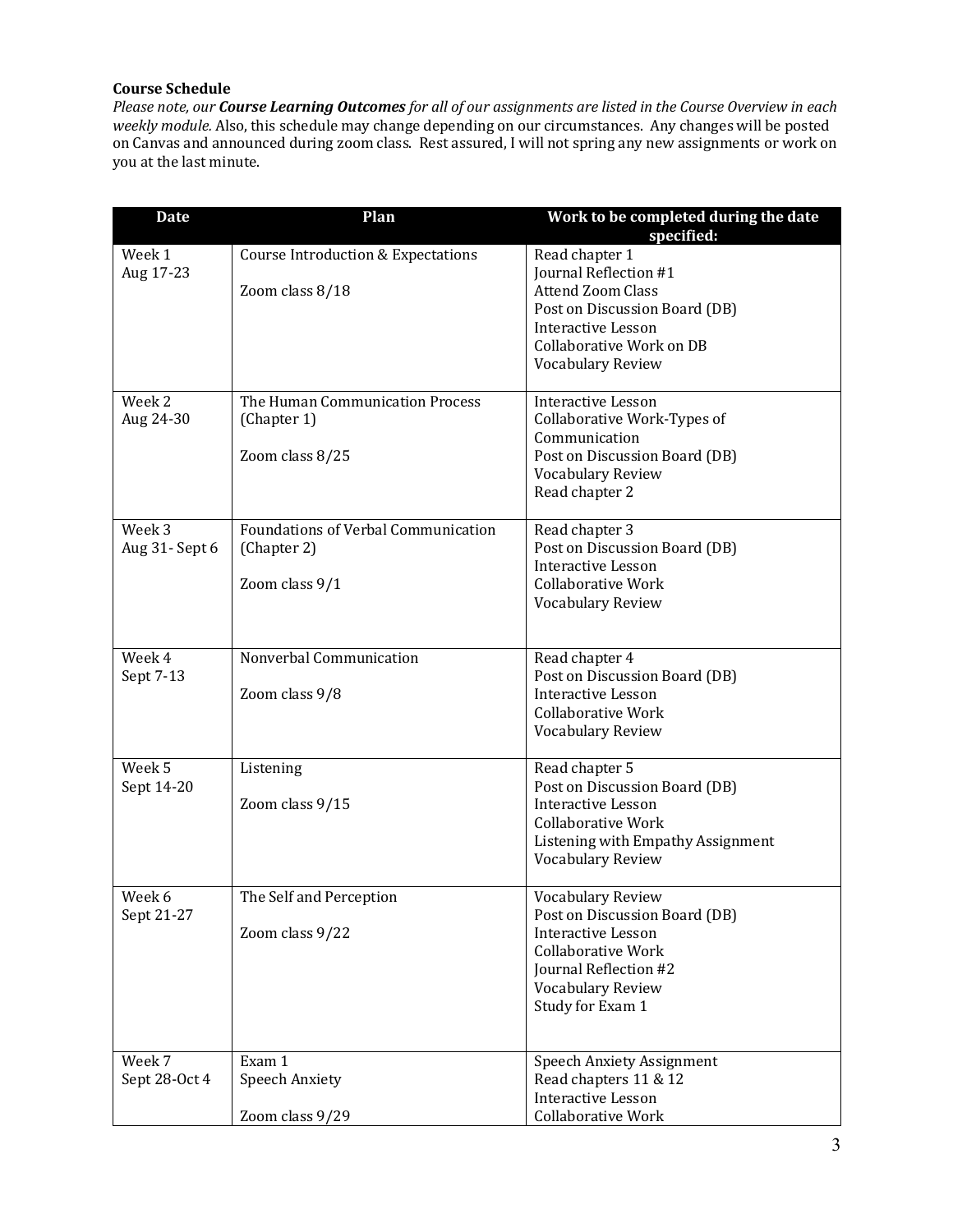**Course Schedule**

*Please note, our* ***Course Learning Outcomes*** *for all of our assignments are listed in the Course Overview in each weekly module.* Also, this schedule may change depending on our circumstances. Any changes will be posted on Canvas and announced during zoom class. Rest assured, I will not spring any new assignments or work on you at the last minute.

| Date | Plan | Work to be completed during the date specified: |
|---|---|---|
| Week 1<br>Aug 17-23 | Course Introduction & Expectations<br><br>Zoom class 8/18 | Read chapter 1<br>Journal Reflection #1<br>Attend Zoom Class<br>Post on Discussion Board (DB)<br>Interactive Lesson<br>Collaborative Work on DB<br>Vocabulary Review |
| Week 2<br>Aug 24-30 | The Human Communication Process (Chapter 1)<br><br>Zoom class 8/25 | Interactive Lesson<br>Collaborative Work-Types of Communication<br>Post on Discussion Board (DB)<br>Vocabulary Review<br>Read chapter 2 |
| Week 3<br>Aug 31- Sept 6 | Foundations of Verbal Communication (Chapter 2)<br><br>Zoom class 9/1 | Read chapter 3<br>Post on Discussion Board (DB)<br>Interactive Lesson<br>Collaborative Work<br>Vocabulary Review |
| Week 4<br>Sept 7-13 | Nonverbal Communication<br><br>Zoom class 9/8 | Read chapter 4<br>Post on Discussion Board (DB)<br>Interactive Lesson<br>Collaborative Work<br>Vocabulary Review |
| Week 5<br>Sept 14-20 | Listening<br><br>Zoom class 9/15 | Read chapter 5<br>Post on Discussion Board (DB)<br>Interactive Lesson<br>Collaborative Work<br>Listening with Empathy Assignment<br>Vocabulary Review |
| Week 6<br>Sept 21-27 | The Self and Perception<br><br>Zoom class 9/22 | Vocabulary Review<br>Post on Discussion Board (DB)<br>Interactive Lesson<br>Collaborative Work<br>Journal Reflection #2<br>Vocabulary Review<br>Study for Exam 1 |
| Week 7<br>Sept 28-Oct 4 | Exam 1<br>Speech Anxiety<br><br>Zoom class 9/29 | Speech Anxiety Assignment<br>Read chapters 11 & 12<br>Interactive Lesson<br>Collaborative Work |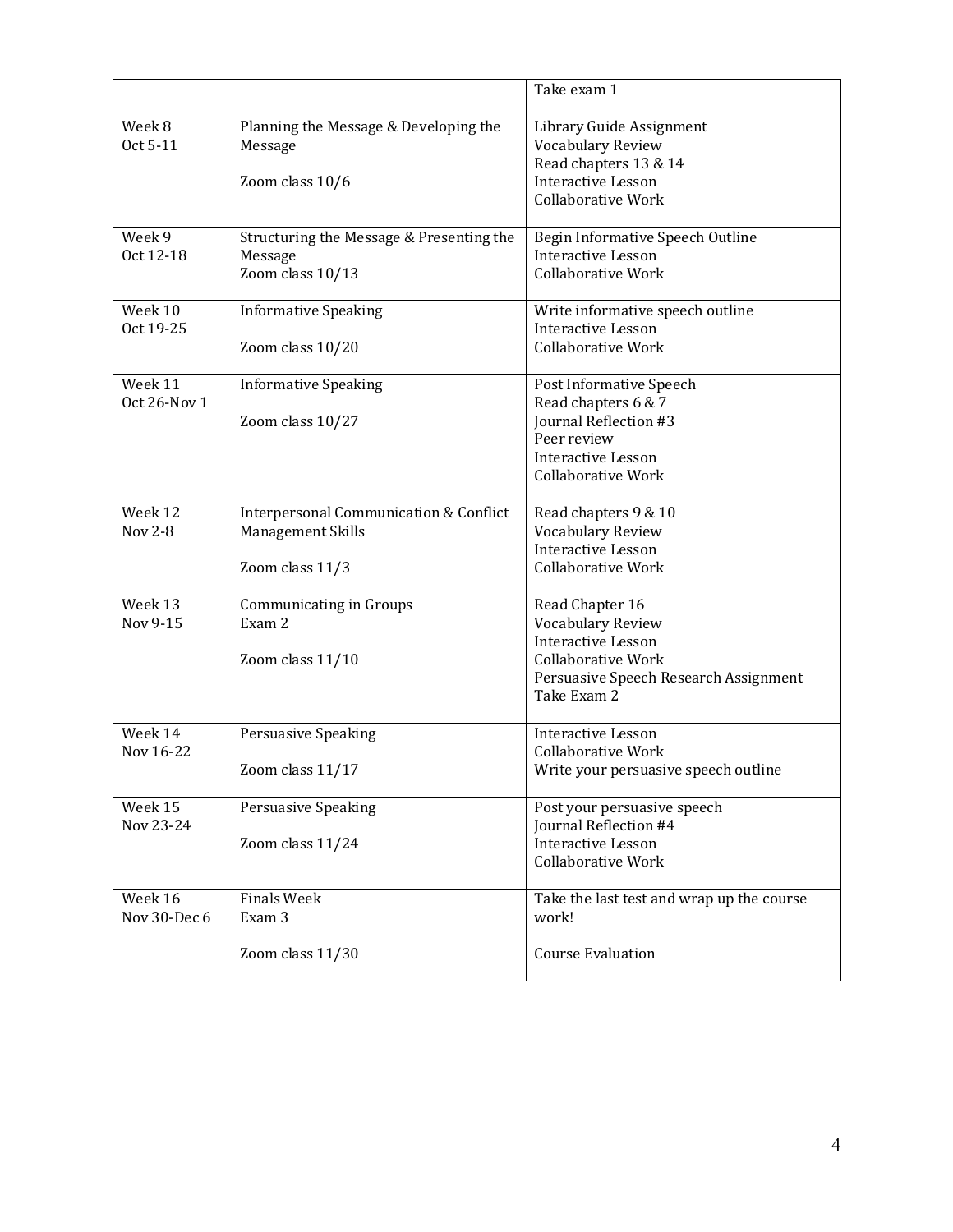| | | |
|---|---|---|
| | | Take exam 1 |
| Week 8<br>Oct 5-11 | Planning the Message & Developing the Message<br><br>Zoom class 10/6 | Library Guide Assignment<br>Vocabulary Review<br>Read chapters 13 & 14<br>Interactive Lesson<br>Collaborative Work |
| Week 9<br>Oct 12-18 | Structuring the Message & Presenting the Message<br>Zoom class 10/13 | Begin Informative Speech Outline<br>Interactive Lesson<br>Collaborative Work |
| Week 10<br>Oct 19-25 | Informative Speaking<br><br>Zoom class 10/20 | Write informative speech outline<br>Interactive Lesson<br>Collaborative Work |
| Week 11<br>Oct 26-Nov 1 | Informative Speaking<br><br>Zoom class 10/27 | Post Informative Speech<br>Read chapters 6 & 7<br>Journal Reflection #3<br>Peer review<br>Interactive Lesson<br>Collaborative Work |
| Week 12<br>Nov 2-8 | Interpersonal Communication & Conflict Management Skills<br><br>Zoom class 11/3 | Read chapters 9 & 10<br>Vocabulary Review<br>Interactive Lesson<br>Collaborative Work |
| Week 13<br>Nov 9-15 | Communicating in Groups<br>Exam 2<br><br>Zoom class 11/10 | Read Chapter 16<br>Vocabulary Review<br>Interactive Lesson<br>Collaborative Work<br>Persuasive Speech Research Assignment<br>Take Exam 2 |
| Week 14<br>Nov 16-22 | Persuasive Speaking<br><br>Zoom class 11/17 | Interactive Lesson<br>Collaborative Work<br>Write your persuasive speech outline |
| Week 15<br>Nov 23-24 | Persuasive Speaking<br><br>Zoom class 11/24 | Post your persuasive speech<br>Journal Reflection #4<br>Interactive Lesson<br>Collaborative Work |
| Week 16<br>Nov 30-Dec 6 | Finals Week<br>Exam 3<br><br>Zoom class 11/30 | Take the last test and wrap up the course work!<br><br>Course Evaluation |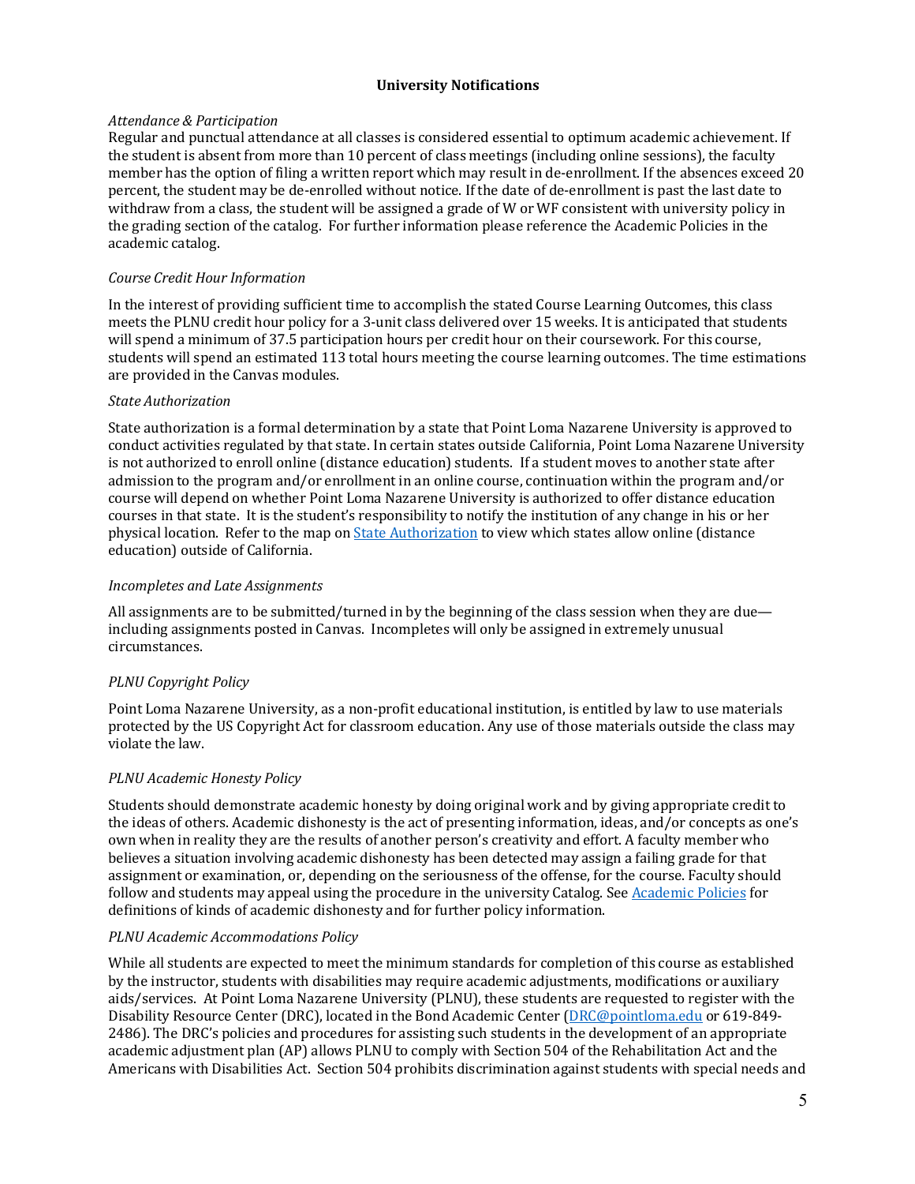## University Notifications

*Attendance & Participation*

Regular and punctual attendance at all classes is considered essential to optimum academic achievement. If the student is absent from more than 10 percent of class meetings (including online sessions), the faculty member has the option of filing a written report which may result in de-enrollment. If the absences exceed 20 percent, the student may be de-enrolled without notice. If the date of de-enrollment is past the last date to withdraw from a class, the student will be assigned a grade of W or WF consistent with university policy in the grading section of the catalog. For further information please reference the Academic Policies in the academic catalog.

*Course Credit Hour Information*

In the interest of providing sufficient time to accomplish the stated Course Learning Outcomes, this class meets the PLNU credit hour policy for a 3-unit class delivered over 15 weeks. It is anticipated that students will spend a minimum of 37.5 participation hours per credit hour on their coursework. For this course, students will spend an estimated 113 total hours meeting the course learning outcomes. The time estimations are provided in the Canvas modules.

*State Authorization*

State authorization is a formal determination by a state that Point Loma Nazarene University is approved to conduct activities regulated by that state. In certain states outside California, Point Loma Nazarene University is not authorized to enroll online (distance education) students. If a student moves to another state after admission to the program and/or enrollment in an online course, continuation within the program and/or course will depend on whether Point Loma Nazarene University is authorized to offer distance education courses in that state. It is the student's responsibility to notify the institution of any change in his or her physical location. Refer to the map on [State Authorization] to view which states allow online (distance education) outside of California.

*Incompletes and Late Assignments*

All assignments are to be submitted/turned in by the beginning of the class session when they are due—including assignments posted in Canvas. Incompletes will only be assigned in extremely unusual circumstances.

*PLNU Copyright Policy*

Point Loma Nazarene University, as a non-profit educational institution, is entitled by law to use materials protected by the US Copyright Act for classroom education. Any use of those materials outside the class may violate the law.

*PLNU Academic Honesty Policy*

Students should demonstrate academic honesty by doing original work and by giving appropriate credit to the ideas of others. Academic dishonesty is the act of presenting information, ideas, and/or concepts as one's own when in reality they are the results of another person's creativity and effort. A faculty member who believes a situation involving academic dishonesty has been detected may assign a failing grade for that assignment or examination, or, depending on the seriousness of the offense, for the course. Faculty should follow and students may appeal using the procedure in the university Catalog. See [Academic Policies] for definitions of kinds of academic dishonesty and for further policy information.

*PLNU Academic Accommodations Policy*

While all students are expected to meet the minimum standards for completion of this course as established by the instructor, students with disabilities may require academic adjustments, modifications or auxiliary aids/services. At Point Loma Nazarene University (PLNU), these students are requested to register with the Disability Resource Center (DRC), located in the Bond Academic Center (DRC@pointloma.edu or 619-849-2486). The DRC's policies and procedures for assisting such students in the development of an appropriate academic adjustment plan (AP) allows PLNU to comply with Section 504 of the Rehabilitation Act and the Americans with Disabilities Act. Section 504 prohibits discrimination against students with special needs and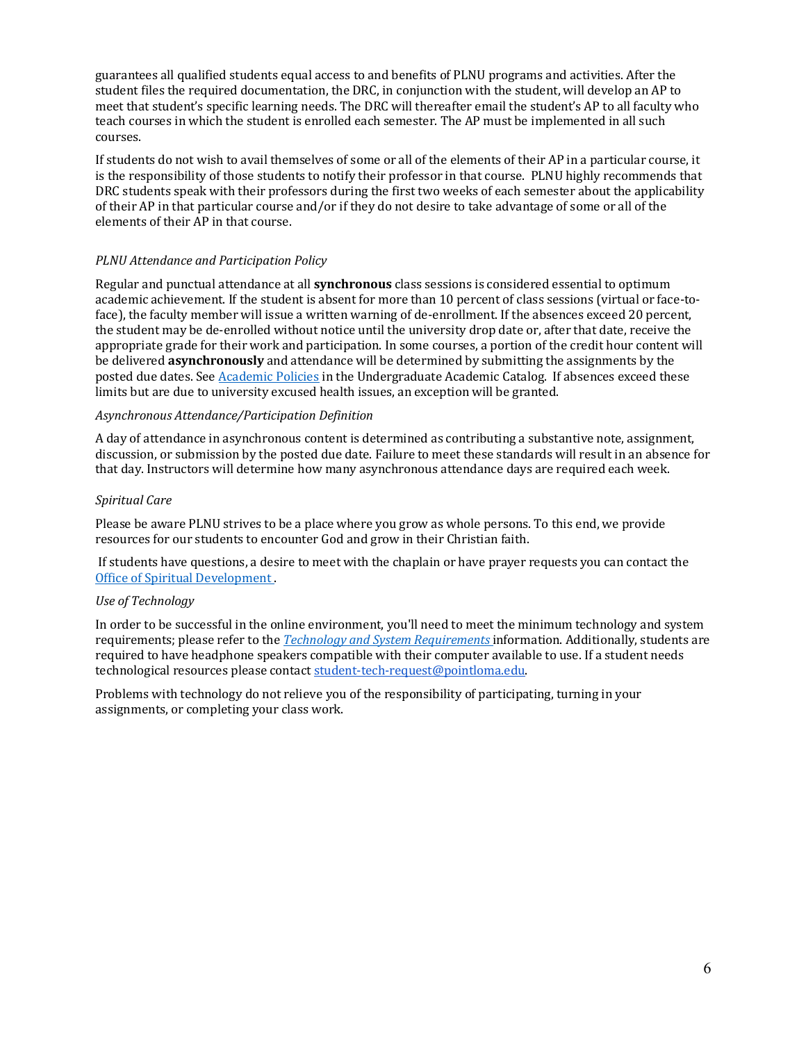guarantees all qualified students equal access to and benefits of PLNU programs and activities. After the student files the required documentation, the DRC, in conjunction with the student, will develop an AP to meet that student's specific learning needs. The DRC will thereafter email the student's AP to all faculty who teach courses in which the student is enrolled each semester. The AP must be implemented in all such courses.

If students do not wish to avail themselves of some or all of the elements of their AP in a particular course, it is the responsibility of those students to notify their professor in that course. PLNU highly recommends that DRC students speak with their professors during the first two weeks of each semester about the applicability of their AP in that particular course and/or if they do not desire to take advantage of some or all of the elements of their AP in that course.

*PLNU Attendance and Participation Policy*

Regular and punctual attendance at all **synchronous** class sessions is considered essential to optimum academic achievement. If the student is absent for more than 10 percent of class sessions (virtual or face-to-face), the faculty member will issue a written warning of de-enrollment. If the absences exceed 20 percent, the student may be de-enrolled without notice until the university drop date or, after that date, receive the appropriate grade for their work and participation. In some courses, a portion of the credit hour content will be delivered **asynchronously** and attendance will be determined by submitting the assignments by the posted due dates. See Academic Policies in the Undergraduate Academic Catalog. If absences exceed these limits but are due to university excused health issues, an exception will be granted.

*Asynchronous Attendance/Participation Definition*

A day of attendance in asynchronous content is determined as contributing a substantive note, assignment, discussion, or submission by the posted due date. Failure to meet these standards will result in an absence for that day. Instructors will determine how many asynchronous attendance days are required each week.

*Spiritual Care*

Please be aware PLNU strives to be a place where you grow as whole persons. To this end, we provide resources for our students to encounter God and grow in their Christian faith.

If students have questions, a desire to meet with the chaplain or have prayer requests you can contact the Office of Spiritual Development.

*Use of Technology*

In order to be successful in the online environment, you'll need to meet the minimum technology and system requirements; please refer to the *Technology and System Requirements* information. Additionally, students are required to have headphone speakers compatible with their computer available to use. If a student needs technological resources please contact student-tech-request@pointloma.edu.

Problems with technology do not relieve you of the responsibility of participating, turning in your assignments, or completing your class work.